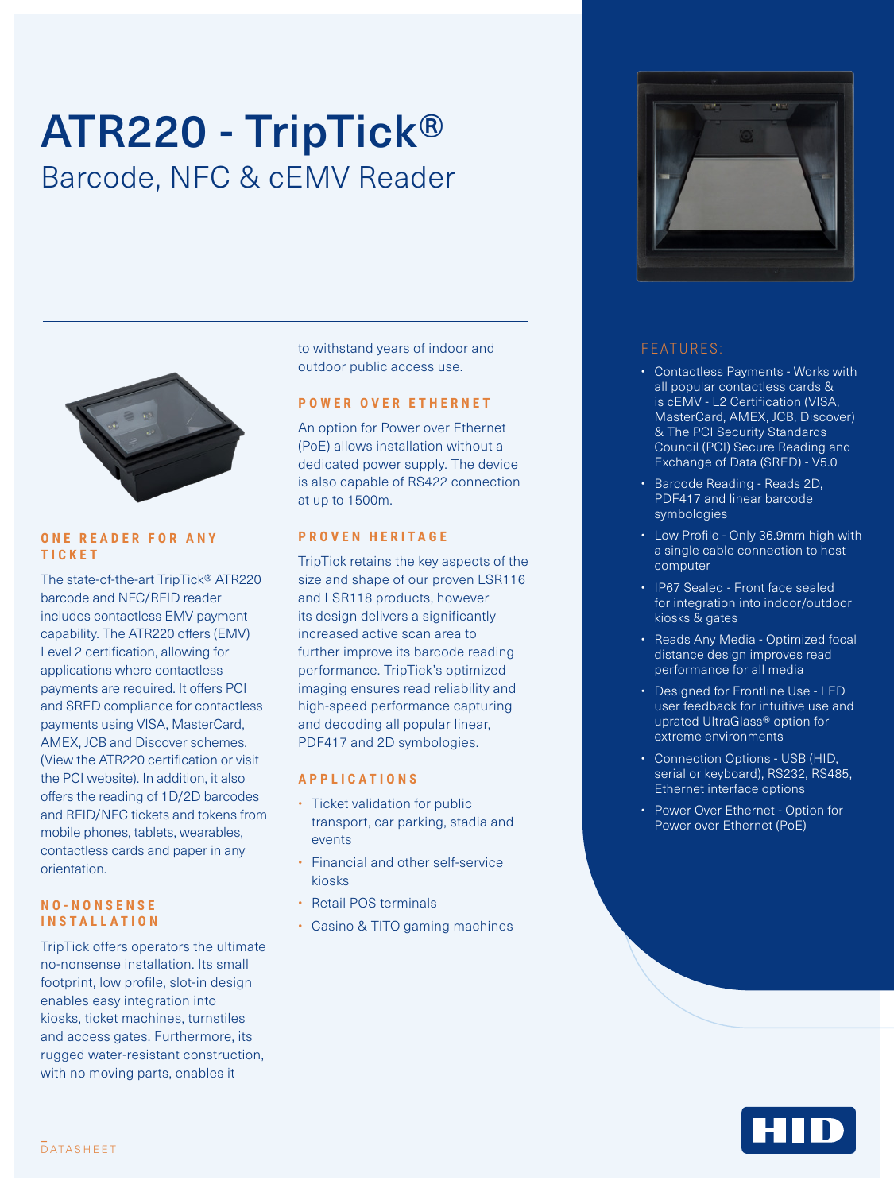# ATR220 - TripTick®

## Barcode, NFC & cEMV Reader

### ONE READER FOR ANY TICKET

The state-of-the-art TripTick® ATR220 barcode and NFC/RFID reader includes contactless EMV payment capability. The ATR220 offers (EMV) Level 2 certification, allowing for applications where contactless payments are required. It offers PCI and SRED compliance for contactless payments using VISA, MasterCard, AMEX, JCB and Discover schemes. (View the ATR220 certification or visit the PCI website). In addition, it also offers the reading of 1D/2D barcodes and RFID/NFC tickets and tokens from mobile phones, tablets, wearables, contactless cards and paper in any orientation.

### NO-NONSENSE INSTALLATION

TripTick offers operators the ultimate no-nonsense installation. Its small footprint, low profile, slot-in design enables easy integration into kiosks, ticket machines, turnstiles and access gates. Furthermore, its rugged water-resistant construction, with no moving parts, enables it to withstand years of indoor and outdoor public access use.

### POWER OVER ETHERNET

An option for Power over Ethernet (PoE) allows installation without a dedicated power supply. The device is also capable of RS422 connection at up to 1500m.

### PROVEN HERITAGE

TripTick retains the key aspects of the size and shape of our proven LSR116 and LSR118 products, however its design delivers a significantly increased active scan area to further improve its barcode reading performance. TripTick's optimized imaging ensures read reliability and high-speed performance capturing and decoding all popular linear, PDF417 and 2D symbologies.

### APPLICATIONS

- Ticket validation for public transport, car parking, stadia and events
- Financial and other self-service kiosks
- Retail POS terminals
- Casino & TITO gaming machines

### FEATURES:

- Contactless Payments - Works with all popular contactless cards & is cEMV - L2 Certification (VISA, MasterCard, AMEX, JCB, Discover) & The PCI Security Standards Council (PCI) Secure Reading and Exchange of Data (SRED) - V5.0
- Barcode Reading - Reads 2D, PDF417 and linear barcode symbologies
- Low Profile - Only 36.9mm high with a single cable connection to host computer
- IP67 Sealed - Front face sealed for integration into indoor/outdoor kiosks & gates
- Reads Any Media - Optimized focal distance design improves read performance for all media
- Designed for Frontline Use - LED user feedback for intuitive use and uprated UltraGlass® option for extreme environments
- Connection Options - USB (HID, serial or keyboard), RS232, RS485, Ethernet interface options
- Power Over Ethernet - Option for Power over Ethernet (PoE)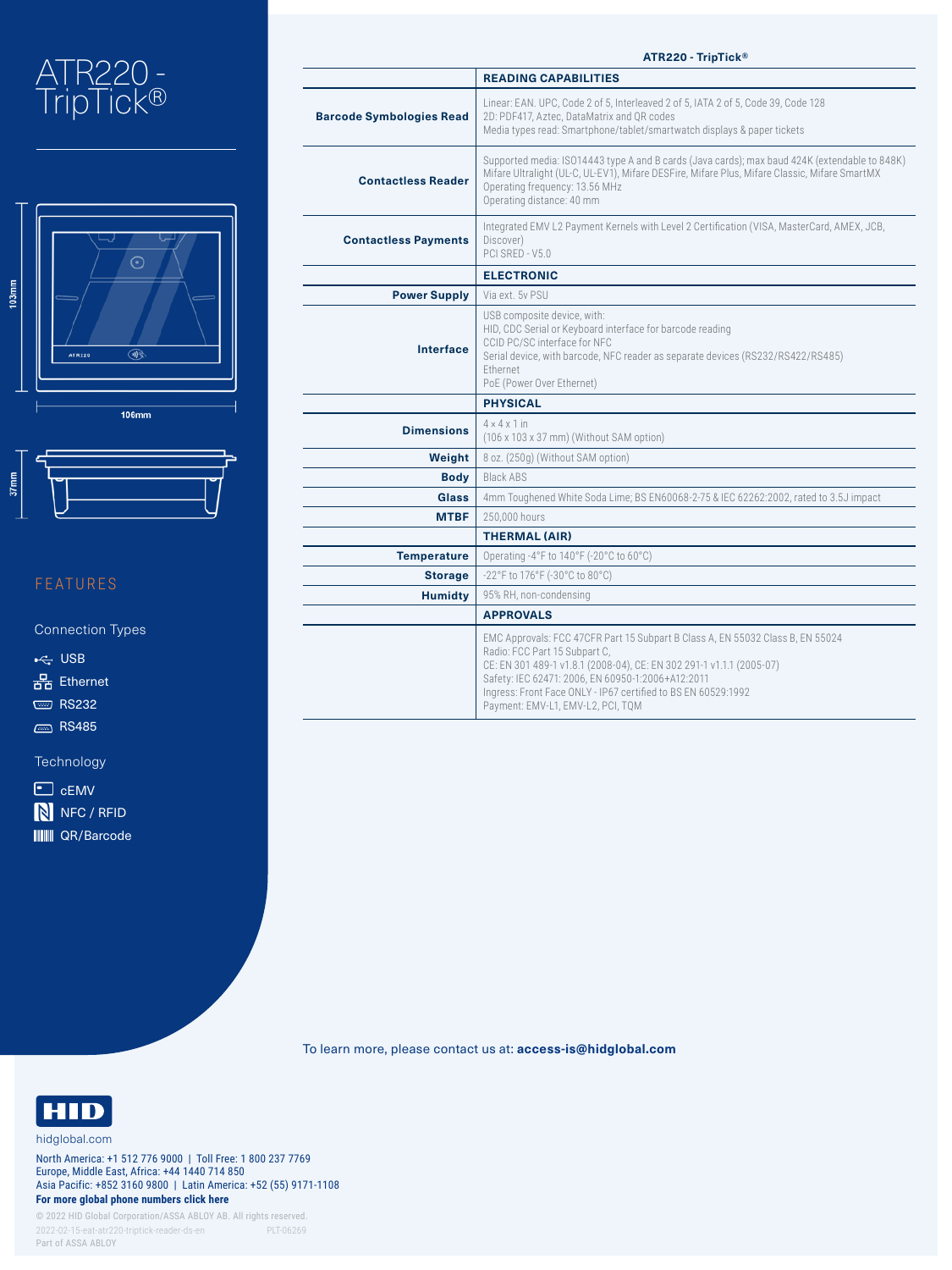# ATR220 - TripTick®

103mm

106mm

37mm

## FEATURES

Connection Types

- USB
- Ethernet
- RS232
- RS485

Technology

- cEMV
- NFC / RFID
- QR/Barcode

| | ATR220 - TripTick® |
|---|---|
| | **READING CAPABILITIES** |
| **Barcode Symbologies Read** | Linear: EAN. UPC, Code 2 of 5, Interleaved 2 of 5, IATA 2 of 5, Code 39, Code 128<br>2D: PDF417, Aztec, DataMatrix and QR codes<br>Media types read: Smartphone/tablet/smartwatch displays & paper tickets |
| **Contactless Reader** | Supported media: ISO14443 type A and B cards (Java cards); max baud 424K (extendable to 848K)<br>Mifare Ultralight (UL-C, UL-EV1), Mifare DESFire, Mifare Plus, Mifare Classic, Mifare SmartMX<br>Operating frequency: 13.56 MHz<br>Operating distance: 40 mm |
| **Contactless Payments** | Integrated EMV L2 Payment Kernels with Level 2 Certification (VISA, MasterCard, AMEX, JCB, Discover)<br>PCI SRED - V5.0 |
| | **ELECTRONIC** |
| **Power Supply** | Via ext. 5v PSU |
| **Interface** | USB composite device, with:<br>HID, CDC Serial or Keyboard interface for barcode reading<br>CCID PC/SC interface for NFC<br>Serial device, with barcode, NFC reader as separate devices (RS232/RS422/RS485)<br>Ethernet<br>PoE (Power Over Ethernet) |
| | **PHYSICAL** |
| **Dimensions** | 4 x 4 x 1 in<br>(106 x 103 x 37 mm) (Without SAM option) |
| **Weight** | 8 oz. (250g) (Without SAM option) |
| **Body** | Black ABS |
| **Glass** | 4mm Toughened White Soda Lime; BS EN60068-2-75 & IEC 62262:2002, rated to 3.5J impact |
| **MTBF** | 250,000 hours |
| | **THERMAL (AIR)** |
| **Temperature** | Operating -4°F to 140°F (-20°C to 60°C) |
| **Storage** | -22°F to 176°F (-30°C to 80°C) |
| **Humidty** | 95% RH, non-condensing |
| | **APPROVALS** |
| | EMC Approvals: FCC 47CFR Part 15 Subpart B Class A, EN 55032 Class B, EN 55024<br>Radio: FCC Part 15 Subpart C,<br>CE: EN 301 489-1 v1.8.1 (2008-04), CE: EN 302 291-1 v1.1.1 (2005-07)<br>Safety: IEC 62471: 2006, EN 60950-1:2006+A12:2011<br>Ingress: Front Face ONLY - IP67 certified to BS EN 60529:1992<br>Payment: EMV-L1, EMV-L2, PCI, TQM |

To learn more, please contact us at: **access-is@hidglobal.com**

HID

hidglobal.com

North America: +1 512 776 9000 | Toll Free: 1 800 237 7769
Europe, Middle East, Africa: +44 1440 714 850
Asia Pacific: +852 3160 9800 | Latin America: +52 (55) 9171-1108
**For more global phone numbers click here**

© 2022 HID Global Corporation/ASSA ABLOY AB. All rights reserved.
2022-02-15-eat-atr220-triptick-reader-ds-en PLT-06269
Part of ASSA ABLOY